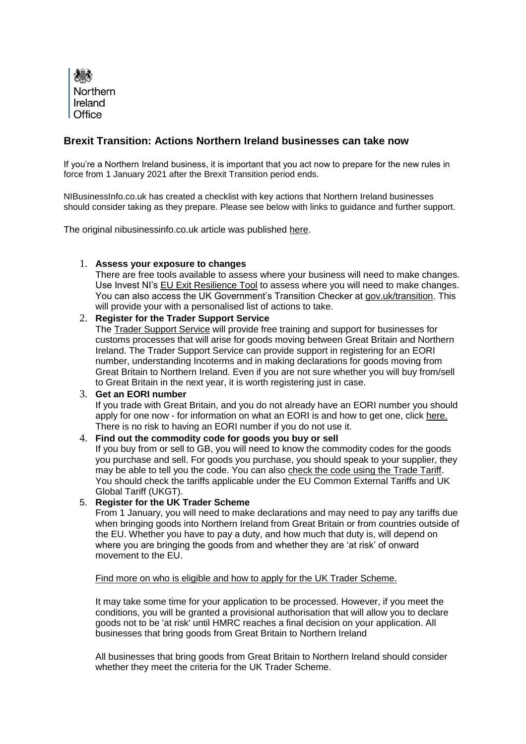Northern Ireland Office

## Brexit Transition: Actions Northern Ireland businesses can take now

If you're a Northern Ireland business, it is important that you act now to prepare for the new rules in force from 1 January 2021 after the Brexit Transition period ends.

NIBusinessInfo.co.uk has created a checklist with key actions that Northern Ireland businesses should consider taking as they prepare. Please see below with links to guidance and further support.

The original nibusinessinfo.co.uk article was published here.

1. **Assess your exposure to changes**
   There are free tools available to assess where your business will need to make changes. Use Invest NI's EU Exit Resilience Tool to assess where you will need to make changes. You can also access the UK Government's Transition Checker at gov.uk/transition. This will provide your with a personalised list of actions to take.
2. **Register for the Trader Support Service**
   The Trader Support Service will provide free training and support for businesses for customs processes that will arise for goods moving between Great Britain and Northern Ireland. The Trader Support Service can provide support in registering for an EORI number, understanding Incoterms and in making declarations for goods moving from Great Britain to Northern Ireland. Even if you are not sure whether you will buy from/sell to Great Britain in the next year, it is worth registering just in case.
3. **Get an EORI number**
   If you trade with Great Britain, and you do not already have an EORI number you should apply for one now - for information on what an EORI is and how to get one, click here. There is no risk to having an EORI number if you do not use it.
4. **Find out the commodity code for goods you buy or sell**
   If you buy from or sell to GB, you will need to know the commodity codes for the goods you purchase and sell. For goods you purchase, you should speak to your supplier, they may be able to tell you the code. You can also check the code using the Trade Tariff. You should check the tariffs applicable under the EU Common External Tariffs and UK Global Tariff (UKGT).
5. **Register for the UK Trader Scheme**
   From 1 January, you will need to make declarations and may need to pay any tariffs due when bringing goods into Northern Ireland from Great Britain or from countries outside of the EU. Whether you have to pay a duty, and how much that duty is, will depend on where you are bringing the goods from and whether they are 'at risk' of onward movement to the EU.

   Find more on who is eligible and how to apply for the UK Trader Scheme.

   It may take some time for your application to be processed. However, if you meet the conditions, you will be granted a provisional authorisation that will allow you to declare goods not to be 'at risk' until HMRC reaches a final decision on your application. All businesses that bring goods from Great Britain to Northern Ireland

   All businesses that bring goods from Great Britain to Northern Ireland should consider whether they meet the criteria for the UK Trader Scheme.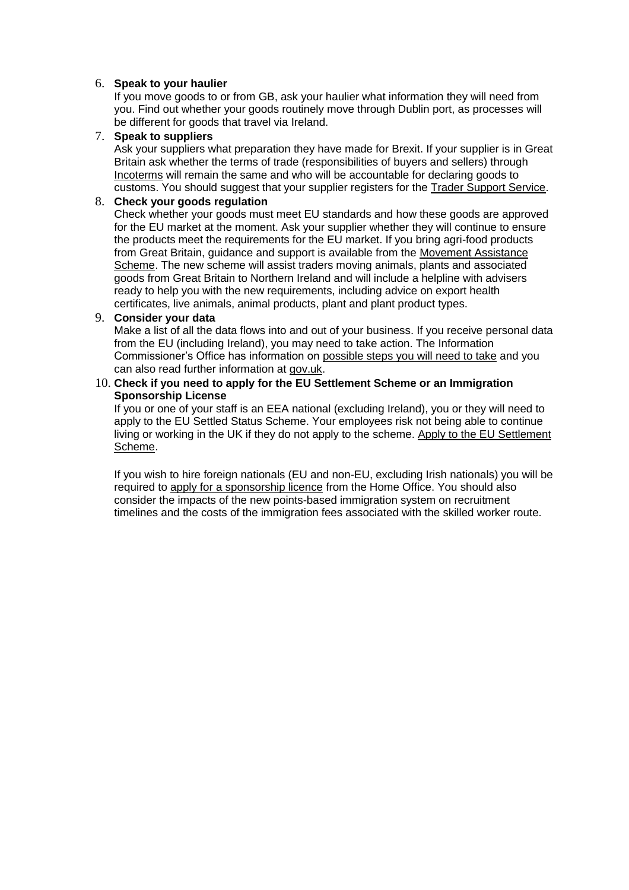6. **Speak to your haulier**
   If you move goods to or from GB, ask your haulier what information they will need from you. Find out whether your goods routinely move through Dublin port, as processes will be different for goods that travel via Ireland.

7. **Speak to suppliers**
   Ask your suppliers what preparation they have made for Brexit. If your supplier is in Great Britain ask whether the terms of trade (responsibilities of buyers and sellers) through Incoterms will remain the same and who will be accountable for declaring goods to customs. You should suggest that your supplier registers for the Trader Support Service.

8. **Check your goods regulation**
   Check whether your goods must meet EU standards and how these goods are approved for the EU market at the moment. Ask your supplier whether they will continue to ensure the products meet the requirements for the EU market. If you bring agri-food products from Great Britain, guidance and support is available from the Movement Assistance Scheme. The new scheme will assist traders moving animals, plants and associated goods from Great Britain to Northern Ireland and will include a helpline with advisers ready to help you with the new requirements, including advice on export health certificates, live animals, animal products, plant and plant product types.

9. **Consider your data**
   Make a list of all the data flows into and out of your business. If you receive personal data from the EU (including Ireland), you may need to take action. The Information Commissioner's Office has information on possible steps you will need to take and you can also read further information at gov.uk.

10. **Check if you need to apply for the EU Settlement Scheme or an Immigration Sponsorship License**
    If you or one of your staff is an EEA national (excluding Ireland), you or they will need to apply to the EU Settled Status Scheme. Your employees risk not being able to continue living or working in the UK if they do not apply to the scheme. Apply to the EU Settlement Scheme.

    If you wish to hire foreign nationals (EU and non-EU, excluding Irish nationals) you will be required to apply for a sponsorship licence from the Home Office. You should also consider the impacts of the new points-based immigration system on recruitment timelines and the costs of the immigration fees associated with the skilled worker route.